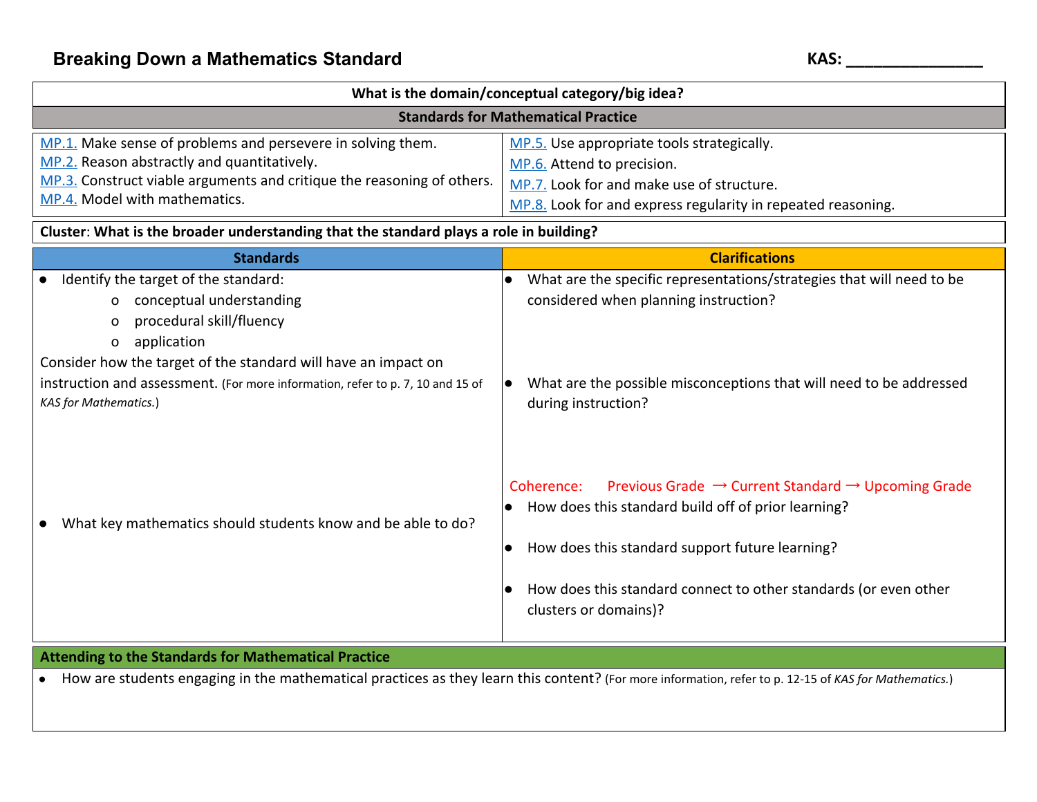# Breaking Down a Mathematics Standard

**KAS: _______________**

| What is the domain/conceptual category/big idea? |
|---|

**Standards for Mathematical Practice**

| | |
|---|---|
| MP.1. Make sense of problems and persevere in solving them.<br>MP.2. Reason abstractly and quantitatively.<br>MP.3. Construct viable arguments and critique the reasoning of others.<br>MP.4. Model with mathematics. | MP.5. Use appropriate tools strategically.<br>MP.6. Attend to precision.<br>MP.7. Look for and make use of structure.<br>MP.8. Look for and express regularity in repeated reasoning. |

**Cluster: What is the broader understanding that the standard plays a role in building?**

| Standards | Clarifications |
|---|---|
| • Identify the target of the standard:<br>  o conceptual understanding<br>  o procedural skill/fluency<br>  o application<br>Consider how the target of the standard will have an impact on instruction and assessment. (For more information, refer to p. 7, 10 and 15 of *KAS for Mathematics.*)<br><br>• What key mathematics should students know and be able to do? | • What are the specific representations/strategies that will need to be considered when planning instruction?<br><br>• What are the possible misconceptions that will need to be addressed during instruction?<br><br>Coherence: Previous Grade → Current Standard → Upcoming Grade<br>• How does this standard build off of prior learning?<br>• How does this standard support future learning?<br>• How does this standard connect to other standards (or even other clusters or domains)? |

**Attending to the Standards for Mathematical Practice**

- How are students engaging in the mathematical practices as they learn this content? (For more information, refer to p. 12-15 of *KAS for Mathematics.*)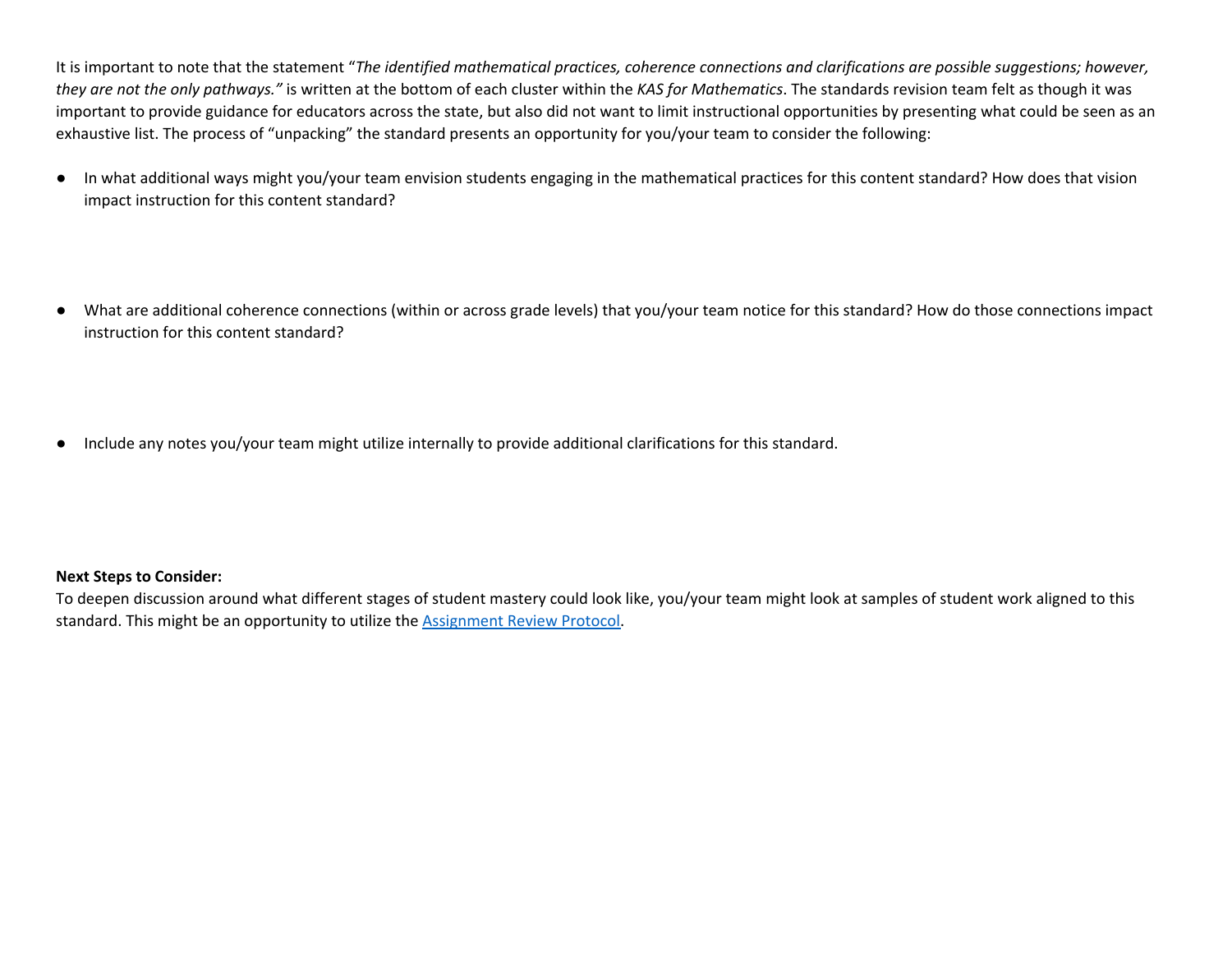It is important to note that the statement "*The identified mathematical practices, coherence connections and clarifications are possible suggestions; however, they are not the only pathways."* is written at the bottom of each cluster within the *KAS for Mathematics*. The standards revision team felt as though it was important to provide guidance for educators across the state, but also did not want to limit instructional opportunities by presenting what could be seen as an exhaustive list. The process of "unpacking" the standard presents an opportunity for you/your team to consider the following:

- In what additional ways might you/your team envision students engaging in the mathematical practices for this content standard? How does that vision impact instruction for this content standard?

- What are additional coherence connections (within or across grade levels) that you/your team notice for this standard? How do those connections impact instruction for this content standard?

- Include any notes you/your team might utilize internally to provide additional clarifications for this standard.

**Next Steps to Consider:**

To deepen discussion around what different stages of student mastery could look like, you/your team might look at samples of student work aligned to this standard. This might be an opportunity to utilize the Assignment Review Protocol.